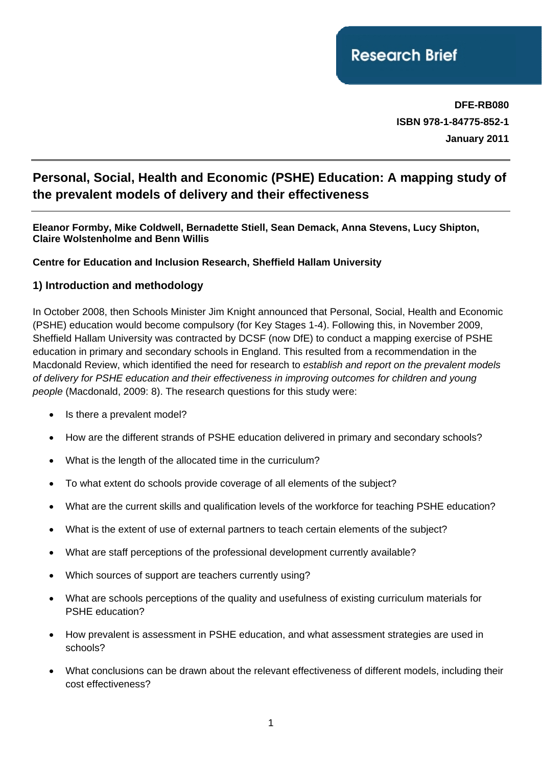Research Brief

**DFE-RB080**
**ISBN 978-1-84775-852-1**
**January 2011**

# Personal, Social, Health and Economic (PSHE) Education: A mapping study of the prevalent models of delivery and their effectiveness

**Eleanor Formby, Mike Coldwell, Bernadette Stiell, Sean Demack, Anna Stevens, Lucy Shipton, Claire Wolstenholme and Benn Willis**

**Centre for Education and Inclusion Research, Sheffield Hallam University**

## 1) Introduction and methodology

In October 2008, then Schools Minister Jim Knight announced that Personal, Social, Health and Economic (PSHE) education would become compulsory (for Key Stages 1-4). Following this, in November 2009, Sheffield Hallam University was contracted by DCSF (now DfE) to conduct a mapping exercise of PSHE education in primary and secondary schools in England. This resulted from a recommendation in the Macdonald Review, which identified the need for research to *establish and report on the prevalent models of delivery for PSHE education and their effectiveness in improving outcomes for children and young people* (Macdonald, 2009: 8). The research questions for this study were:

- Is there a prevalent model?
- How are the different strands of PSHE education delivered in primary and secondary schools?
- What is the length of the allocated time in the curriculum?
- To what extent do schools provide coverage of all elements of the subject?
- What are the current skills and qualification levels of the workforce for teaching PSHE education?
- What is the extent of use of external partners to teach certain elements of the subject?
- What are staff perceptions of the professional development currently available?
- Which sources of support are teachers currently using?
- What are schools perceptions of the quality and usefulness of existing curriculum materials for PSHE education?
- How prevalent is assessment in PSHE education, and what assessment strategies are used in schools?
- What conclusions can be drawn about the relevant effectiveness of different models, including their cost effectiveness?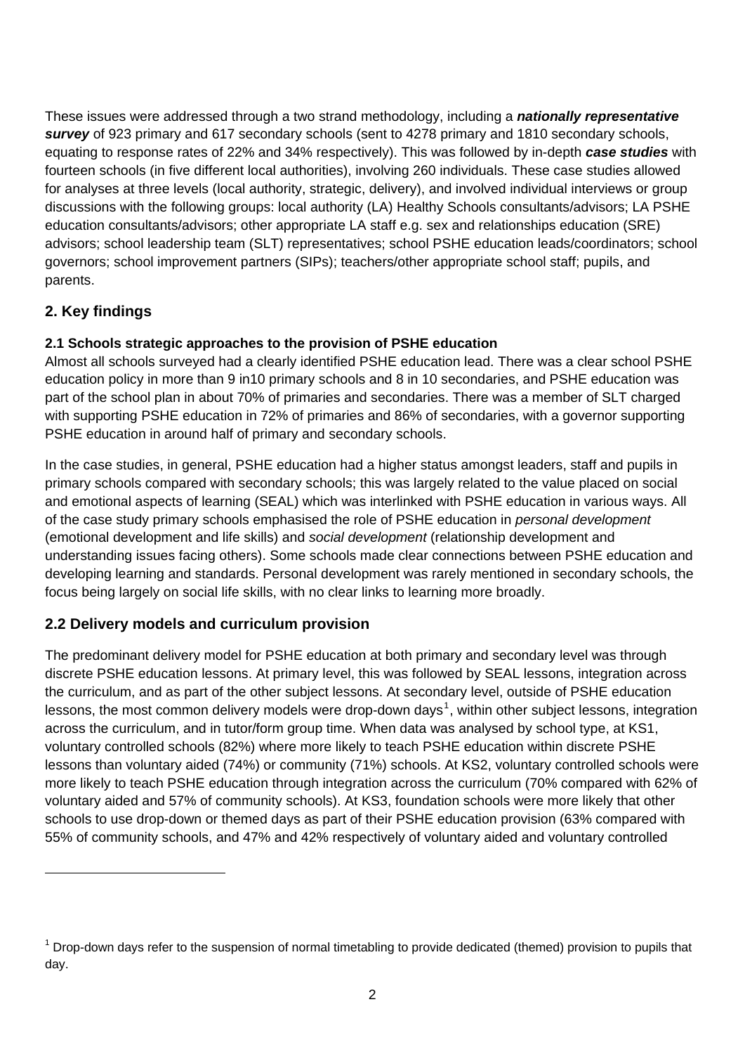These issues were addressed through a two strand methodology, including a ***nationally representative survey*** of 923 primary and 617 secondary schools (sent to 4278 primary and 1810 secondary schools, equating to response rates of 22% and 34% respectively). This was followed by in-depth ***case studies*** with fourteen schools (in five different local authorities), involving 260 individuals. These case studies allowed for analyses at three levels (local authority, strategic, delivery), and involved individual interviews or group discussions with the following groups: local authority (LA) Healthy Schools consultants/advisors; LA PSHE education consultants/advisors; other appropriate LA staff e.g. sex and relationships education (SRE) advisors; school leadership team (SLT) representatives; school PSHE education leads/coordinators; school governors; school improvement partners (SIPs); teachers/other appropriate school staff; pupils, and parents.

## 2. Key findings

### 2.1 Schools strategic approaches to the provision of PSHE education

Almost all schools surveyed had a clearly identified PSHE education lead. There was a clear school PSHE education policy in more than 9 in10 primary schools and 8 in 10 secondaries, and PSHE education was part of the school plan in about 70% of primaries and secondaries. There was a member of SLT charged with supporting PSHE education in 72% of primaries and 86% of secondaries, with a governor supporting PSHE education in around half of primary and secondary schools.

In the case studies, in general, PSHE education had a higher status amongst leaders, staff and pupils in primary schools compared with secondary schools; this was largely related to the value placed on social and emotional aspects of learning (SEAL) which was interlinked with PSHE education in various ways. All of the case study primary schools emphasised the role of PSHE education in *personal development* (emotional development and life skills) and *social development* (relationship development and understanding issues facing others). Some schools made clear connections between PSHE education and developing learning and standards. Personal development was rarely mentioned in secondary schools, the focus being largely on social life skills, with no clear links to learning more broadly.

## 2.2 Delivery models and curriculum provision

The predominant delivery model for PSHE education at both primary and secondary level was through discrete PSHE education lessons. At primary level, this was followed by SEAL lessons, integration across the curriculum, and as part of the other subject lessons. At secondary level, outside of PSHE education lessons, the most common delivery models were drop-down days[1], within other subject lessons, integration across the curriculum, and in tutor/form group time. When data was analysed by school type, at KS1, voluntary controlled schools (82%) where more likely to teach PSHE education within discrete PSHE lessons than voluntary aided (74%) or community (71%) schools. At KS2, voluntary controlled schools were more likely to teach PSHE education through integration across the curriculum (70% compared with 62% of voluntary aided and 57% of community schools). At KS3, foundation schools were more likely that other schools to use drop-down or themed days as part of their PSHE education provision (63% compared with 55% of community schools, and 47% and 42% respectively of voluntary aided and voluntary controlled

[1] Drop-down days refer to the suspension of normal timetabling to provide dedicated (themed) provision to pupils that day.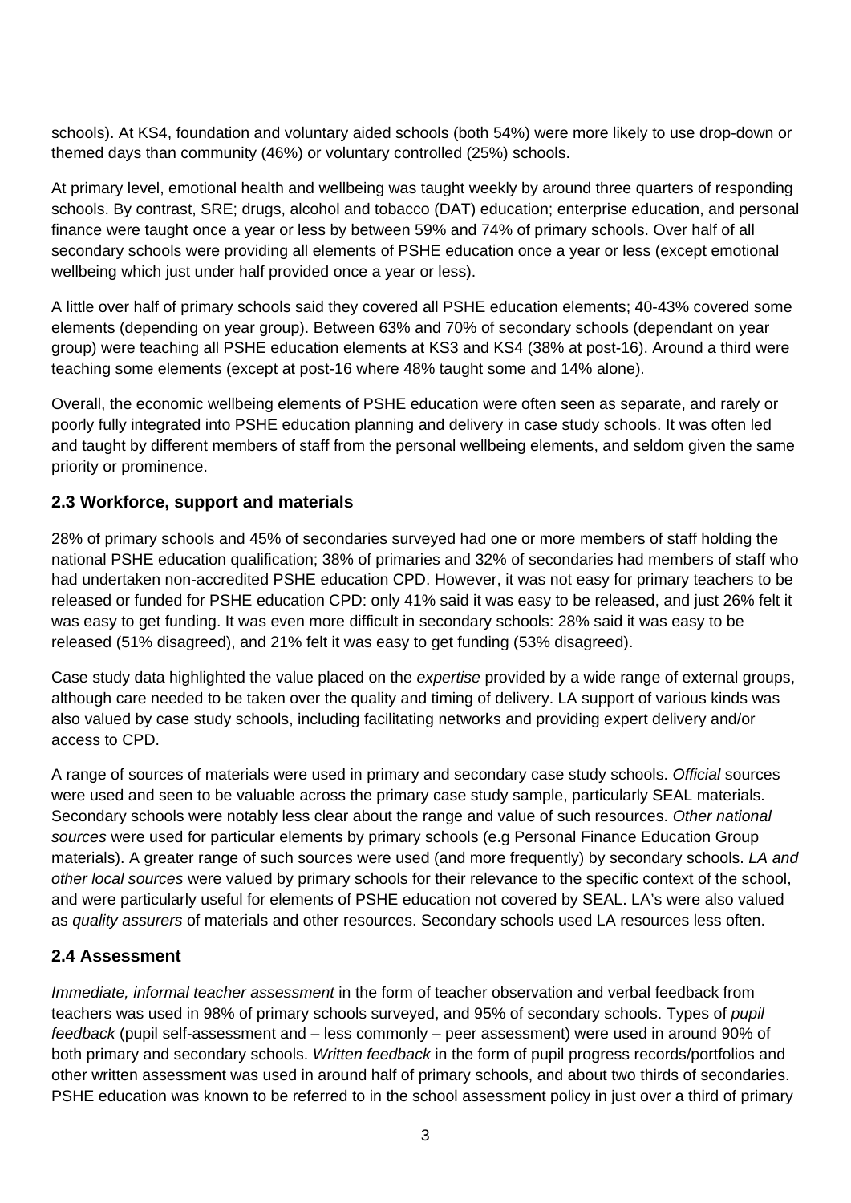schools). At KS4, foundation and voluntary aided schools (both 54%) were more likely to use drop-down or themed days than community (46%) or voluntary controlled (25%) schools.

At primary level, emotional health and wellbeing was taught weekly by around three quarters of responding schools. By contrast, SRE; drugs, alcohol and tobacco (DAT) education; enterprise education, and personal finance were taught once a year or less by between 59% and 74% of primary schools. Over half of all secondary schools were providing all elements of PSHE education once a year or less (except emotional wellbeing which just under half provided once a year or less).

A little over half of primary schools said they covered all PSHE education elements; 40-43% covered some elements (depending on year group). Between 63% and 70% of secondary schools (dependant on year group) were teaching all PSHE education elements at KS3 and KS4 (38% at post-16). Around a third were teaching some elements (except at post-16 where 48% taught some and 14% alone).

Overall, the economic wellbeing elements of PSHE education were often seen as separate, and rarely or poorly fully integrated into PSHE education planning and delivery in case study schools. It was often led and taught by different members of staff from the personal wellbeing elements, and seldom given the same priority or prominence.

### 2.3 Workforce, support and materials

28% of primary schools and 45% of secondaries surveyed had one or more members of staff holding the national PSHE education qualification; 38% of primaries and 32% of secondaries had members of staff who had undertaken non-accredited PSHE education CPD. However, it was not easy for primary teachers to be released or funded for PSHE education CPD: only 41% said it was easy to be released, and just 26% felt it was easy to get funding. It was even more difficult in secondary schools: 28% said it was easy to be released (51% disagreed), and 21% felt it was easy to get funding (53% disagreed).

Case study data highlighted the value placed on the *expertise* provided by a wide range of external groups, although care needed to be taken over the quality and timing of delivery. LA support of various kinds was also valued by case study schools, including facilitating networks and providing expert delivery and/or access to CPD.

A range of sources of materials were used in primary and secondary case study schools. *Official* sources were used and seen to be valuable across the primary case study sample, particularly SEAL materials. Secondary schools were notably less clear about the range and value of such resources. *Other national sources* were used for particular elements by primary schools (e.g Personal Finance Education Group materials). A greater range of such sources were used (and more frequently) by secondary schools. *LA and other local sources* were valued by primary schools for their relevance to the specific context of the school, and were particularly useful for elements of PSHE education not covered by SEAL. LA's were also valued as *quality assurers* of materials and other resources. Secondary schools used LA resources less often.

### 2.4 Assessment

*Immediate, informal teacher assessment* in the form of teacher observation and verbal feedback from teachers was used in 98% of primary schools surveyed, and 95% of secondary schools. Types of *pupil feedback* (pupil self-assessment and – less commonly – peer assessment) were used in around 90% of both primary and secondary schools. *Written feedback* in the form of pupil progress records/portfolios and other written assessment was used in around half of primary schools, and about two thirds of secondaries. PSHE education was known to be referred to in the school assessment policy in just over a third of primary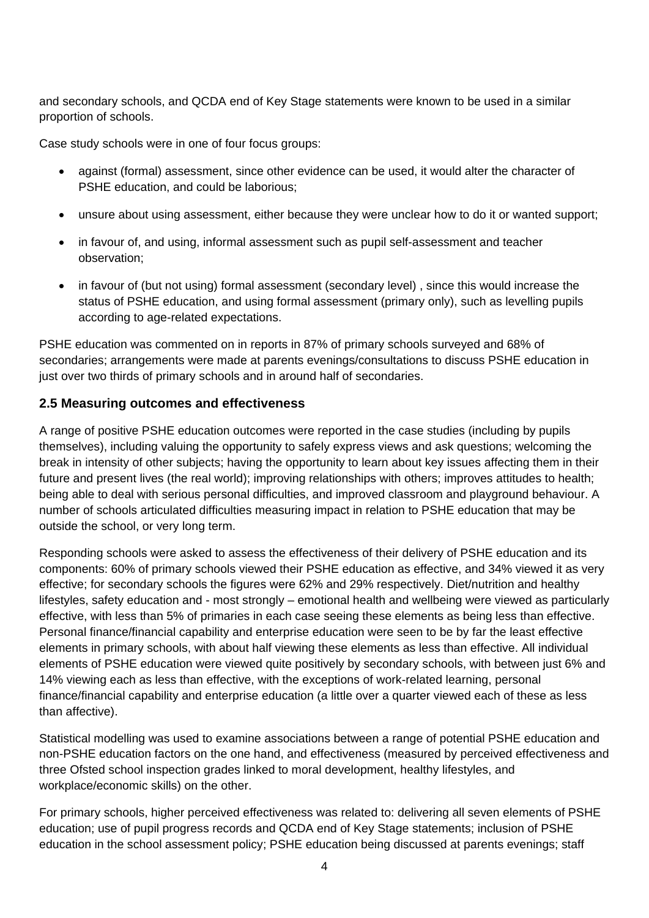and secondary schools, and QCDA end of Key Stage statements were known to be used in a similar proportion of schools.

Case study schools were in one of four focus groups:

- against (formal) assessment, since other evidence can be used, it would alter the character of PSHE education, and could be laborious;
- unsure about using assessment, either because they were unclear how to do it or wanted support;
- in favour of, and using, informal assessment such as pupil self-assessment and teacher observation;
- in favour of (but not using) formal assessment (secondary level) , since this would increase the status of PSHE education, and using formal assessment (primary only), such as levelling pupils according to age-related expectations.

PSHE education was commented on in reports in 87% of primary schools surveyed and 68% of secondaries; arrangements were made at parents evenings/consultations to discuss PSHE education in just over two thirds of primary schools and in around half of secondaries.

## 2.5 Measuring outcomes and effectiveness

A range of positive PSHE education outcomes were reported in the case studies (including by pupils themselves), including valuing the opportunity to safely express views and ask questions; welcoming the break in intensity of other subjects; having the opportunity to learn about key issues affecting them in their future and present lives (the real world); improving relationships with others; improves attitudes to health; being able to deal with serious personal difficulties, and improved classroom and playground behaviour. A number of schools articulated difficulties measuring impact in relation to PSHE education that may be outside the school, or very long term.

Responding schools were asked to assess the effectiveness of their delivery of PSHE education and its components: 60% of primary schools viewed their PSHE education as effective, and 34% viewed it as very effective; for secondary schools the figures were 62% and 29% respectively. Diet/nutrition and healthy lifestyles, safety education and - most strongly – emotional health and wellbeing were viewed as particularly effective, with less than 5% of primaries in each case seeing these elements as being less than effective. Personal finance/financial capability and enterprise education were seen to be by far the least effective elements in primary schools, with about half viewing these elements as less than effective. All individual elements of PSHE education were viewed quite positively by secondary schools, with between just 6% and 14% viewing each as less than effective, with the exceptions of work-related learning, personal finance/financial capability and enterprise education (a little over a quarter viewed each of these as less than affective).

Statistical modelling was used to examine associations between a range of potential PSHE education and non-PSHE education factors on the one hand, and effectiveness (measured by perceived effectiveness and three Ofsted school inspection grades linked to moral development, healthy lifestyles, and workplace/economic skills) on the other.

For primary schools, higher perceived effectiveness was related to: delivering all seven elements of PSHE education; use of pupil progress records and QCDA end of Key Stage statements; inclusion of PSHE education in the school assessment policy; PSHE education being discussed at parents evenings; staff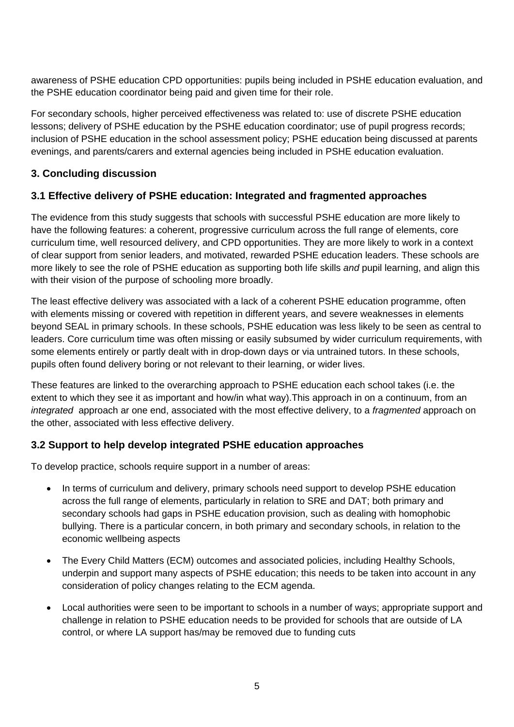awareness of PSHE education CPD opportunities: pupils being included in PSHE education evaluation, and the PSHE education coordinator being paid and given time for their role.

For secondary schools, higher perceived effectiveness was related to: use of discrete PSHE education lessons; delivery of PSHE education by the PSHE education coordinator; use of pupil progress records; inclusion of PSHE education in the school assessment policy; PSHE education being discussed at parents evenings, and parents/carers and external agencies being included in PSHE education evaluation.

## 3. Concluding discussion

### 3.1 Effective delivery of PSHE education: Integrated and fragmented approaches

The evidence from this study suggests that schools with successful PSHE education are more likely to have the following features: a coherent, progressive curriculum across the full range of elements, core curriculum time, well resourced delivery, and CPD opportunities. They are more likely to work in a context of clear support from senior leaders, and motivated, rewarded PSHE education leaders. These schools are more likely to see the role of PSHE education as supporting both life skills *and* pupil learning, and align this with their vision of the purpose of schooling more broadly.

The least effective delivery was associated with a lack of a coherent PSHE education programme, often with elements missing or covered with repetition in different years, and severe weaknesses in elements beyond SEAL in primary schools. In these schools, PSHE education was less likely to be seen as central to leaders. Core curriculum time was often missing or easily subsumed by wider curriculum requirements, with some elements entirely or partly dealt with in drop-down days or via untrained tutors. In these schools, pupils often found delivery boring or not relevant to their learning, or wider lives.

These features are linked to the overarching approach to PSHE education each school takes (i.e. the extent to which they see it as important and how/in what way).This approach in on a continuum, from an *integrated* approach ar one end, associated with the most effective delivery, to a *fragmented* approach on the other, associated with less effective delivery.

### 3.2 Support to help develop integrated PSHE education approaches

To develop practice, schools require support in a number of areas:

- In terms of curriculum and delivery, primary schools need support to develop PSHE education across the full range of elements, particularly in relation to SRE and DAT; both primary and secondary schools had gaps in PSHE education provision, such as dealing with homophobic bullying. There is a particular concern, in both primary and secondary schools, in relation to the economic wellbeing aspects
- The Every Child Matters (ECM) outcomes and associated policies, including Healthy Schools, underpin and support many aspects of PSHE education; this needs to be taken into account in any consideration of policy changes relating to the ECM agenda.
- Local authorities were seen to be important to schools in a number of ways; appropriate support and challenge in relation to PSHE education needs to be provided for schools that are outside of LA control, or where LA support has/may be removed due to funding cuts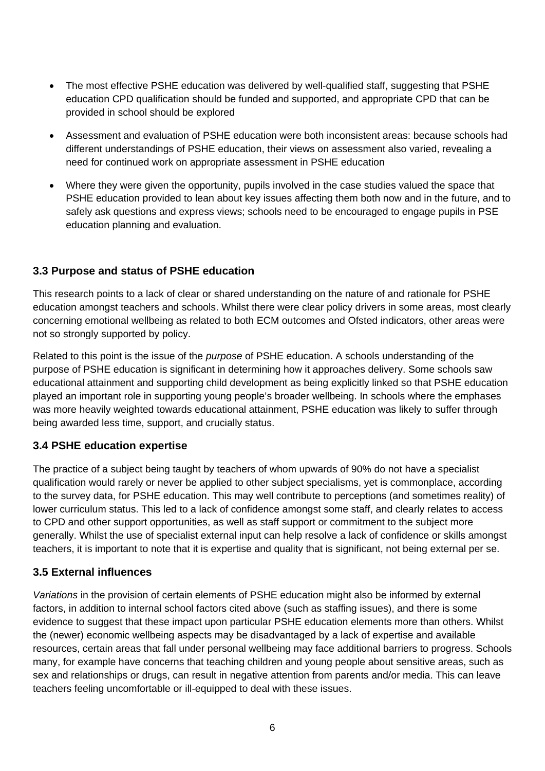- The most effective PSHE education was delivered by well-qualified staff, suggesting that PSHE education CPD qualification should be funded and supported, and appropriate CPD that can be provided in school should be explored
- Assessment and evaluation of PSHE education were both inconsistent areas: because schools had different understandings of PSHE education, their views on assessment also varied, revealing a need for continued work on appropriate assessment in PSHE education
- Where they were given the opportunity, pupils involved in the case studies valued the space that PSHE education provided to lean about key issues affecting them both now and in the future, and to safely ask questions and express views; schools need to be encouraged to engage pupils in PSE education planning and evaluation.

### 3.3 Purpose and status of PSHE education

This research points to a lack of clear or shared understanding on the nature of and rationale for PSHE education amongst teachers and schools. Whilst there were clear policy drivers in some areas, most clearly concerning emotional wellbeing as related to both ECM outcomes and Ofsted indicators, other areas were not so strongly supported by policy.

Related to this point is the issue of the *purpose* of PSHE education. A schools understanding of the purpose of PSHE education is significant in determining how it approaches delivery. Some schools saw educational attainment and supporting child development as being explicitly linked so that PSHE education played an important role in supporting young people's broader wellbeing. In schools where the emphases was more heavily weighted towards educational attainment, PSHE education was likely to suffer through being awarded less time, support, and crucially status.

### 3.4 PSHE education expertise

The practice of a subject being taught by teachers of whom upwards of 90% do not have a specialist qualification would rarely or never be applied to other subject specialisms, yet is commonplace, according to the survey data, for PSHE education. This may well contribute to perceptions (and sometimes reality) of lower curriculum status. This led to a lack of confidence amongst some staff, and clearly relates to access to CPD and other support opportunities, as well as staff support or commitment to the subject more generally. Whilst the use of specialist external input can help resolve a lack of confidence or skills amongst teachers, it is important to note that it is expertise and quality that is significant, not being external per se.

### 3.5 External influences

*Variations* in the provision of certain elements of PSHE education might also be informed by external factors, in addition to internal school factors cited above (such as staffing issues), and there is some evidence to suggest that these impact upon particular PSHE education elements more than others. Whilst the (newer) economic wellbeing aspects may be disadvantaged by a lack of expertise and available resources, certain areas that fall under personal wellbeing may face additional barriers to progress. Schools many, for example have concerns that teaching children and young people about sensitive areas, such as sex and relationships or drugs, can result in negative attention from parents and/or media. This can leave teachers feeling uncomfortable or ill-equipped to deal with these issues.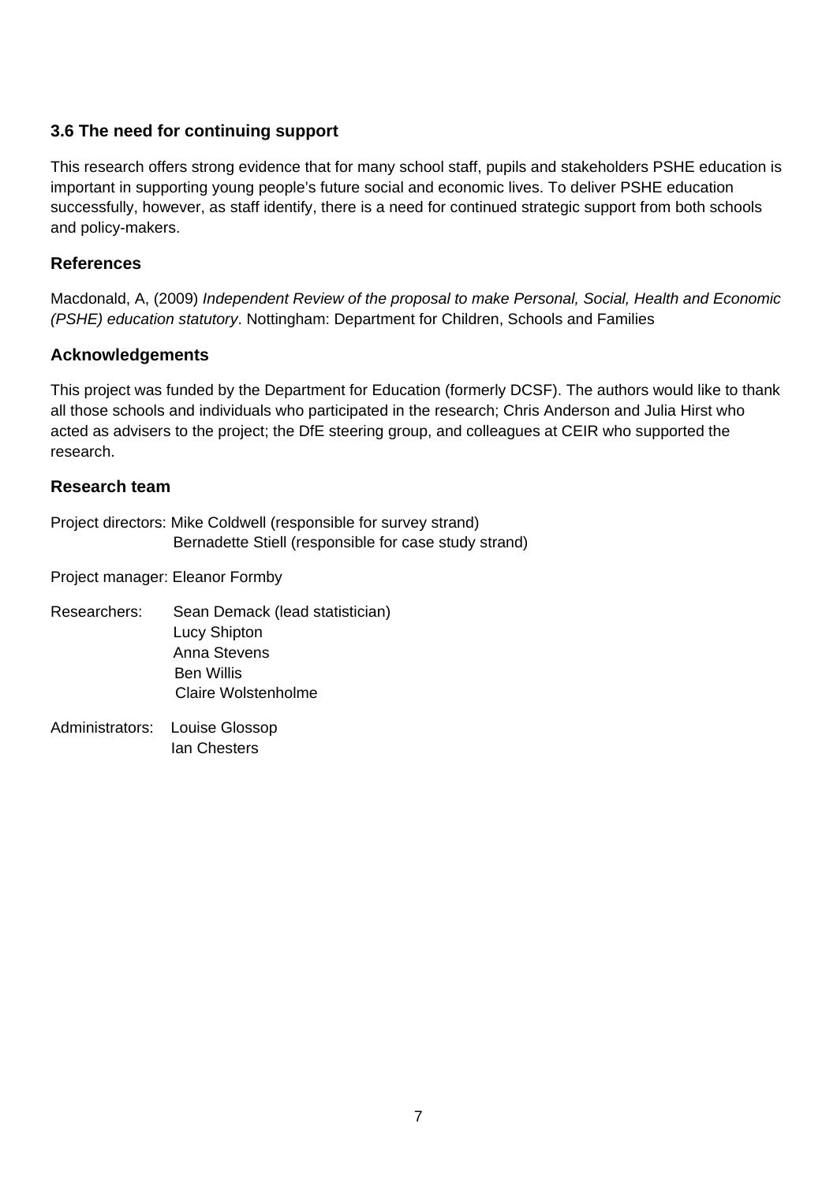### 3.6 The need for continuing support

This research offers strong evidence that for many school staff, pupils and stakeholders PSHE education is important in supporting young people's future social and economic lives. To deliver PSHE education successfully, however, as staff identify, there is a need for continued strategic support from both schools and policy-makers.

## References

Macdonald, A, (2009) *Independent Review of the proposal to make Personal, Social, Health and Economic (PSHE) education statutory*. Nottingham: Department for Children, Schools and Families

## Acknowledgements

This project was funded by the Department for Education (formerly DCSF). The authors would like to thank all those schools and individuals who participated in the research; Chris Anderson and Julia Hirst who acted as advisers to the project; the DfE steering group, and colleagues at CEIR who supported the research.

## Research team

Project directors: Mike Coldwell (responsible for survey strand)
Bernadette Stiell (responsible for case study strand)

Project manager: Eleanor Formby

Researchers: Sean Demack (lead statistician)
Lucy Shipton
Anna Stevens
Ben Willis
Claire Wolstenholme

Administrators: Louise Glossop
Ian Chesters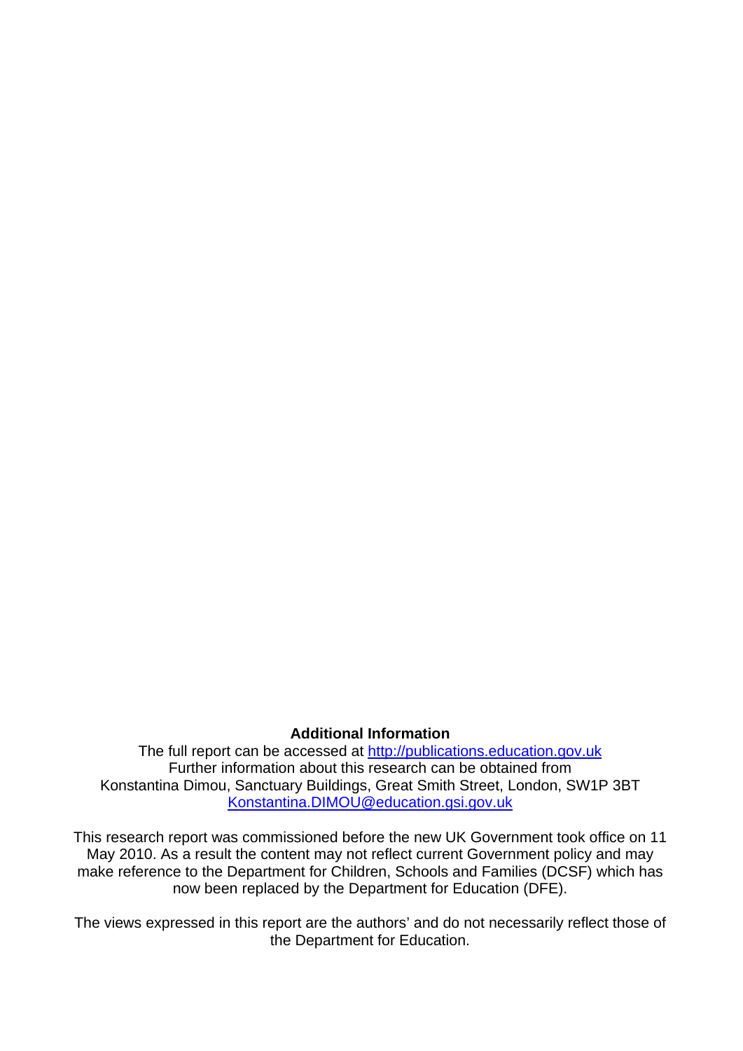**Additional Information**

The full report can be accessed at http://publications.education.gov.uk
Further information about this research can be obtained from
Konstantina Dimou, Sanctuary Buildings, Great Smith Street, London, SW1P 3BT
Konstantina.DIMOU@education.gsi.gov.uk

This research report was commissioned before the new UK Government took office on 11 May 2010. As a result the content may not reflect current Government policy and may make reference to the Department for Children, Schools and Families (DCSF) which has now been replaced by the Department for Education (DFE).

The views expressed in this report are the authors' and do not necessarily reflect those of the Department for Education.